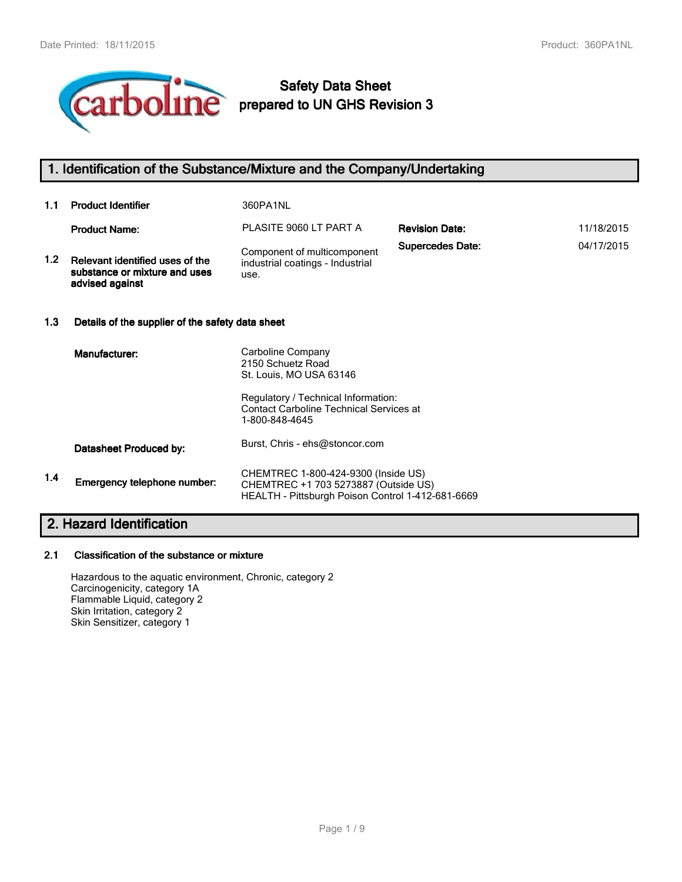# Safety Data Sheet
## prepared to UN GHS Revision 3

## 1. Identification of the Substance/Mixture and the Company/Undertaking

**1.1 Product Identifier** 360PA1NL

| | | | |
|---|---|---|---|
| **Product Name:** | PLASITE 9060 LT PART A | **Revision Date:** | 11/18/2015 |
| | | **Supercedes Date:** | 04/17/2015 |

**1.2 Relevant identified uses of the substance or mixture and uses advised against**

Component of multicomponent industrial coatings - Industrial use.

### 1.3 Details of the supplier of the safety data sheet

**Manufacturer:**

Carboline Company
2150 Schuetz Road
St. Louis, MO USA 63146

Regulatory / Technical Information:
Contact Carboline Technical Services at
1-800-848-4645

**Datasheet Produced by:** Burst, Chris - ehs@stoncor.com

**1.4 Emergency telephone number:**

CHEMTREC 1-800-424-9300 (Inside US)
CHEMTREC +1 703 5273887 (Outside US)
HEALTH - Pittsburgh Poison Control 1-412-681-6669

## 2. Hazard Identification

### 2.1 Classification of the substance or mixture

Hazardous to the aquatic environment, Chronic, category 2
Carcinogenicity, category 1A
Flammable Liquid, category 2
Skin Irritation, category 2
Skin Sensitizer, category 1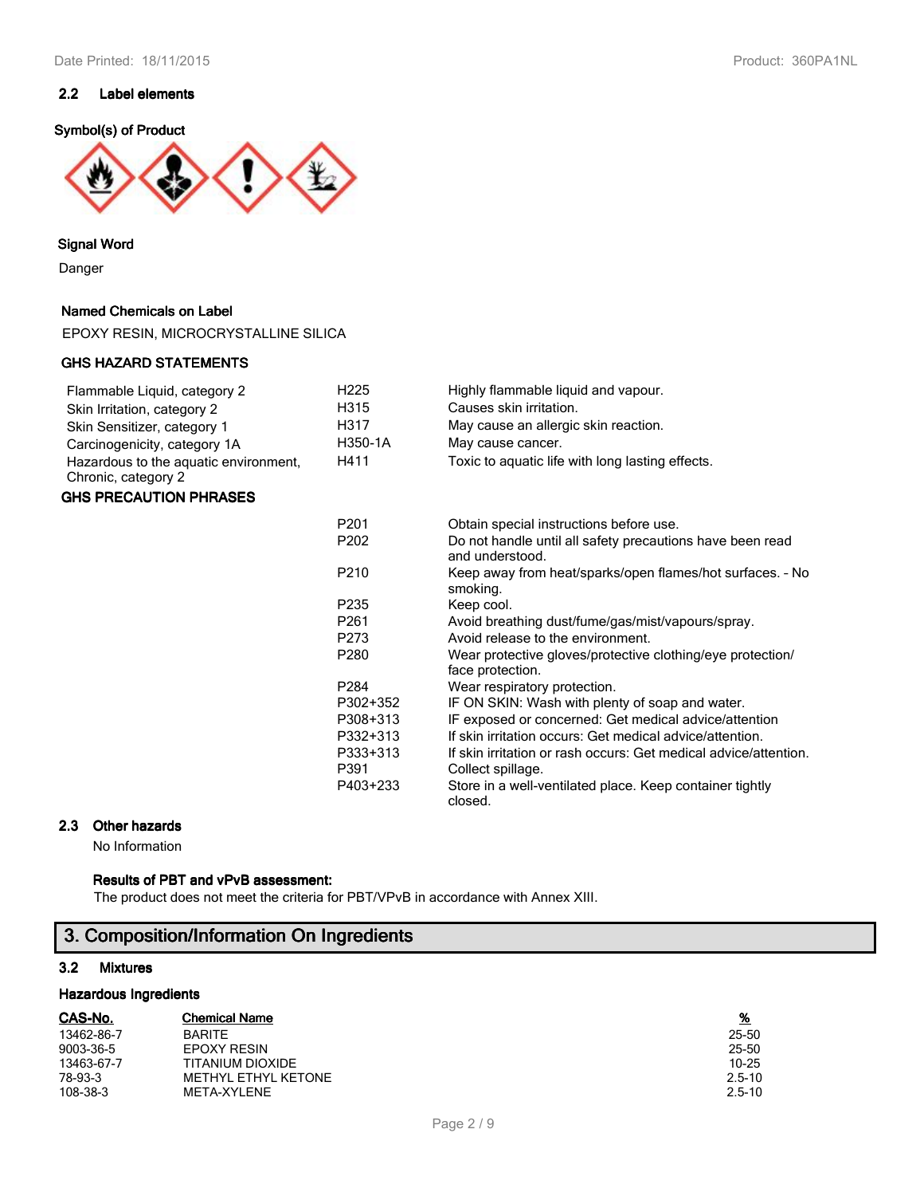### 2.2 Label elements

**Symbol(s) of Product**

**Signal Word**

Danger

**Named Chemicals on Label**

EPOXY RESIN, MICROCRYSTALLINE SILICA

**GHS HAZARD STATEMENTS**

| | | |
|---|---|---|
| Flammable Liquid, category 2 | H225 | Highly flammable liquid and vapour. |
| Skin Irritation, category 2 | H315 | Causes skin irritation. |
| Skin Sensitizer, category 1 | H317 | May cause an allergic skin reaction. |
| Carcinogenicity, category 1A | H350-1A | May cause cancer. |
| Hazardous to the aquatic environment, Chronic, category 2 | H411 | Toxic to aquatic life with long lasting effects. |

**GHS PRECAUTION PHRASES**

| | |
|---|---|
| P201 | Obtain special instructions before use. |
| P202 | Do not handle until all safety precautions have been read and understood. |
| P210 | Keep away from heat/sparks/open flames/hot surfaces. - No smoking. |
| P235 | Keep cool. |
| P261 | Avoid breathing dust/fume/gas/mist/vapours/spray. |
| P273 | Avoid release to the environment. |
| P280 | Wear protective gloves/protective clothing/eye protection/ face protection. |
| P284 | Wear respiratory protection. |
| P302+352 | IF ON SKIN: Wash with plenty of soap and water. |
| P308+313 | IF exposed or concerned: Get medical advice/attention |
| P332+313 | If skin irritation occurs: Get medical advice/attention. |
| P333+313 | If skin irritation or rash occurs: Get medical advice/attention. |
| P391 | Collect spillage. |
| P403+233 | Store in a well-ventilated place. Keep container tightly closed. |

### 2.3 Other hazards

No Information

**Results of PBT and vPvB assessment:**

The product does not meet the criteria for PBT/VPvB in accordance with Annex XIII.

## 3. Composition/Information On Ingredients

### 3.2 Mixtures

**Hazardous Ingredients**

| CAS-No. | Chemical Name | % |
|---|---|---|
| 13462-86-7 | BARITE | 25-50 |
| 9003-36-5 | EPOXY RESIN | 25-50 |
| 13463-67-7 | TITANIUM DIOXIDE | 10-25 |
| 78-93-3 | METHYL ETHYL KETONE | 2.5-10 |
| 108-38-3 | META-XYLENE | 2.5-10 |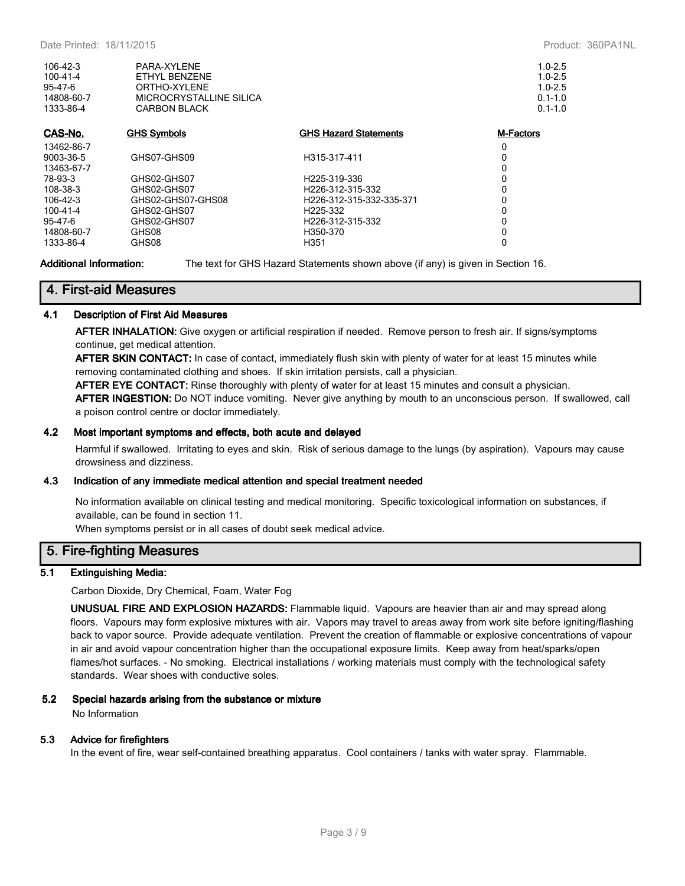| | | |
|---|---|---|
| 106-42-3 | PARA-XYLENE | 1.0-2.5 |
| 100-41-4 | ETHYL BENZENE | 1.0-2.5 |
| 95-47-6 | ORTHO-XYLENE | 1.0-2.5 |
| 14808-60-7 | MICROCRYSTALLINE SILICA | 0.1-1.0 |
| 1333-86-4 | CARBON BLACK | 0.1-1.0 |

| CAS-No. | GHS Symbols | GHS Hazard Statements | M-Factors |
|---|---|---|---|
| 13462-86-7 | | | 0 |
| 9003-36-5 | GHS07-GHS09 | H315-317-411 | 0 |
| 13463-67-7 | | | 0 |
| 78-93-3 | GHS02-GHS07 | H225-319-336 | 0 |
| 108-38-3 | GHS02-GHS07 | H226-312-315-332 | 0 |
| 106-42-3 | GHS02-GHS07-GHS08 | H226-312-315-332-335-371 | 0 |
| 100-41-4 | GHS02-GHS07 | H225-332 | 0 |
| 95-47-6 | GHS02-GHS07 | H226-312-315-332 | 0 |
| 14808-60-7 | GHS08 | H350-370 | 0 |
| 1333-86-4 | GHS08 | H351 | 0 |

**Additional Information:** The text for GHS Hazard Statements shown above (if any) is given in Section 16.

## 4. First-aid Measures

### 4.1 Description of First Aid Measures

**AFTER INHALATION:** Give oxygen or artificial respiration if needed. Remove person to fresh air. If signs/symptoms continue, get medical attention.

**AFTER SKIN CONTACT:** In case of contact, immediately flush skin with plenty of water for at least 15 minutes while removing contaminated clothing and shoes. If skin irritation persists, call a physician.

**AFTER EYE CONTACT:** Rinse thoroughly with plenty of water for at least 15 minutes and consult a physician.

**AFTER INGESTION:** Do NOT induce vomiting. Never give anything by mouth to an unconscious person. If swallowed, call a poison control centre or doctor immediately.

### 4.2 Most important symptoms and effects, both acute and delayed

Harmful if swallowed. Irritating to eyes and skin. Risk of serious damage to the lungs (by aspiration). Vapours may cause drowsiness and dizziness.

### 4.3 Indication of any immediate medical attention and special treatment needed

No information available on clinical testing and medical monitoring. Specific toxicological information on substances, if available, can be found in section 11.

When symptoms persist or in all cases of doubt seek medical advice.

## 5. Fire-fighting Measures

### 5.1 Extinguishing Media:

Carbon Dioxide, Dry Chemical, Foam, Water Fog

**UNUSUAL FIRE AND EXPLOSION HAZARDS:** Flammable liquid. Vapours are heavier than air and may spread along floors. Vapours may form explosive mixtures with air. Vapors may travel to areas away from work site before igniting/flashing back to vapor source. Provide adequate ventilation. Prevent the creation of flammable or explosive concentrations of vapour in air and avoid vapour concentration higher than the occupational exposure limits. Keep away from heat/sparks/open flames/hot surfaces. - No smoking. Electrical installations / working materials must comply with the technological safety standards. Wear shoes with conductive soles.

### 5.2 Special hazards arising from the substance or mixture

No Information

### 5.3 Advice for firefighters

In the event of fire, wear self-contained breathing apparatus. Cool containers / tanks with water spray. Flammable.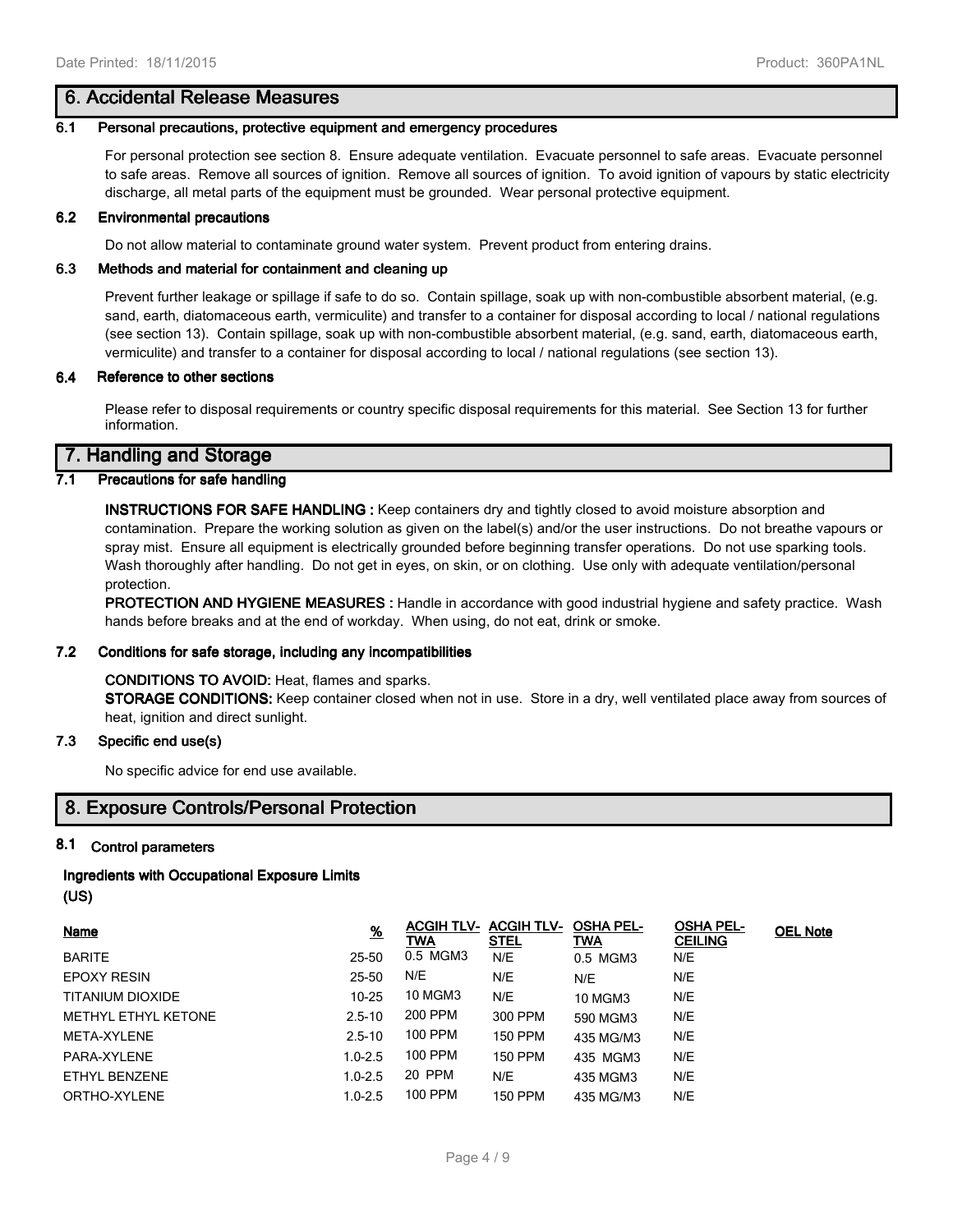## 6. Accidental Release Measures

### 6.1 Personal precautions, protective equipment and emergency procedures

For personal protection see section 8. Ensure adequate ventilation. Evacuate personnel to safe areas. Evacuate personnel to safe areas. Remove all sources of ignition. Remove all sources of ignition. To avoid ignition of vapours by static electricity discharge, all metal parts of the equipment must be grounded. Wear personal protective equipment.

### 6.2 Environmental precautions

Do not allow material to contaminate ground water system. Prevent product from entering drains.

### 6.3 Methods and material for containment and cleaning up

Prevent further leakage or spillage if safe to do so. Contain spillage, soak up with non-combustible absorbent material, (e.g. sand, earth, diatomaceous earth, vermiculite) and transfer to a container for disposal according to local / national regulations (see section 13). Contain spillage, soak up with non-combustible absorbent material, (e.g. sand, earth, diatomaceous earth, vermiculite) and transfer to a container for disposal according to local / national regulations (see section 13).

### 6.4 Reference to other sections

Please refer to disposal requirements or country specific disposal requirements for this material. See Section 13 for further information.

## 7. Handling and Storage

### 7.1 Precautions for safe handling

**INSTRUCTIONS FOR SAFE HANDLING :** Keep containers dry and tightly closed to avoid moisture absorption and contamination. Prepare the working solution as given on the label(s) and/or the user instructions. Do not breathe vapours or spray mist. Ensure all equipment is electrically grounded before beginning transfer operations. Do not use sparking tools. Wash thoroughly after handling. Do not get in eyes, on skin, or on clothing. Use only with adequate ventilation/personal protection.

**PROTECTION AND HYGIENE MEASURES :** Handle in accordance with good industrial hygiene and safety practice. Wash hands before breaks and at the end of workday. When using, do not eat, drink or smoke.

### 7.2 Conditions for safe storage, including any incompatibilities

**CONDITIONS TO AVOID:** Heat, flames and sparks.

**STORAGE CONDITIONS:** Keep container closed when not in use. Store in a dry, well ventilated place away from sources of heat, ignition and direct sunlight.

### 7.3 Specific end use(s)

No specific advice for end use available.

## 8. Exposure Controls/Personal Protection

### 8.1 Control parameters

**Ingredients with Occupational Exposure Limits (US)**

| Name | % | ACGIH TLV-TWA | ACGIH TLV-STEL | OSHA PEL-TWA | OSHA PEL-CEILING | OEL Note |
|---|---|---|---|---|---|---|
| BARITE | 25-50 | 0.5 MGM3 | N/E | 0.5 MGM3 | N/E | |
| EPOXY RESIN | 25-50 | N/E | N/E | N/E | N/E | |
| TITANIUM DIOXIDE | 10-25 | 10 MGM3 | N/E | 10 MGM3 | N/E | |
| METHYL ETHYL KETONE | 2.5-10 | 200 PPM | 300 PPM | 590 MGM3 | N/E | |
| META-XYLENE | 2.5-10 | 100 PPM | 150 PPM | 435 MG/M3 | N/E | |
| PARA-XYLENE | 1.0-2.5 | 100 PPM | 150 PPM | 435 MGM3 | N/E | |
| ETHYL BENZENE | 1.0-2.5 | 20 PPM | N/E | 435 MGM3 | N/E | |
| ORTHO-XYLENE | 1.0-2.5 | 100 PPM | 150 PPM | 435 MG/M3 | N/E | |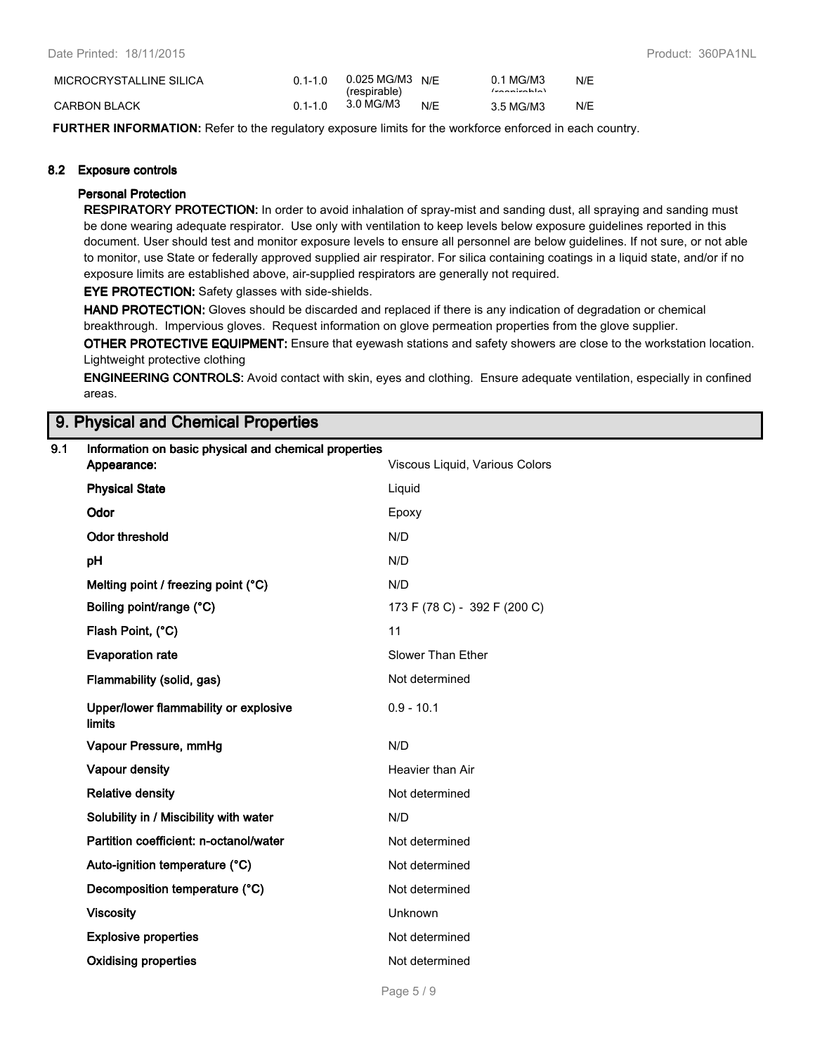| | | | | | |
|---|---|---|---|---|---|
| MICROCRYSTALLINE SILICA | 0.1-1.0 | 0.025 MG/M3 (respirable) | N/E | 0.1 MG/M3 (respirable) | N/E |
| CARBON BLACK | 0.1-1.0 | 3.0 MG/M3 | N/E | 3.5 MG/M3 | N/E |

**FURTHER INFORMATION:** Refer to the regulatory exposure limits for the workforce enforced in each country.

### 8.2 Exposure controls

#### Personal Protection

**RESPIRATORY PROTECTION:** In order to avoid inhalation of spray-mist and sanding dust, all spraying and sanding must be done wearing adequate respirator. Use only with ventilation to keep levels below exposure guidelines reported in this document. User should test and monitor exposure levels to ensure all personnel are below guidelines. If not sure, or not able to monitor, use State or federally approved supplied air respirator. For silica containing coatings in a liquid state, and/or if no exposure limits are established above, air-supplied respirators are generally not required.

**EYE PROTECTION:** Safety glasses with side-shields.

**HAND PROTECTION:** Gloves should be discarded and replaced if there is any indication of degradation or chemical breakthrough. Impervious gloves. Request information on glove permeation properties from the glove supplier.

**OTHER PROTECTIVE EQUIPMENT:** Ensure that eyewash stations and safety showers are close to the workstation location. Lightweight protective clothing

**ENGINEERING CONTROLS:** Avoid contact with skin, eyes and clothing. Ensure adequate ventilation, especially in confined areas.

## 9. Physical and Chemical Properties

### 9.1 Information on basic physical and chemical properties

| | |
|---|---|
| **Appearance:** | Viscous Liquid, Various Colors |
| **Physical State** | Liquid |
| **Odor** | Epoxy |
| **Odor threshold** | N/D |
| **pH** | N/D |
| **Melting point / freezing point (°C)** | N/D |
| **Boiling point/range (°C)** | 173 F (78 C) - 392 F (200 C) |
| **Flash Point, (°C)** | 11 |
| **Evaporation rate** | Slower Than Ether |
| **Flammability (solid, gas)** | Not determined |
| **Upper/lower flammability or explosive limits** | 0.9 - 10.1 |
| **Vapour Pressure, mmHg** | N/D |
| **Vapour density** | Heavier than Air |
| **Relative density** | Not determined |
| **Solubility in / Miscibility with water** | N/D |
| **Partition coefficient: n-octanol/water** | Not determined |
| **Auto-ignition temperature (°C)** | Not determined |
| **Decomposition temperature (°C)** | Not determined |
| **Viscosity** | Unknown |
| **Explosive properties** | Not determined |
| **Oxidising properties** | Not determined |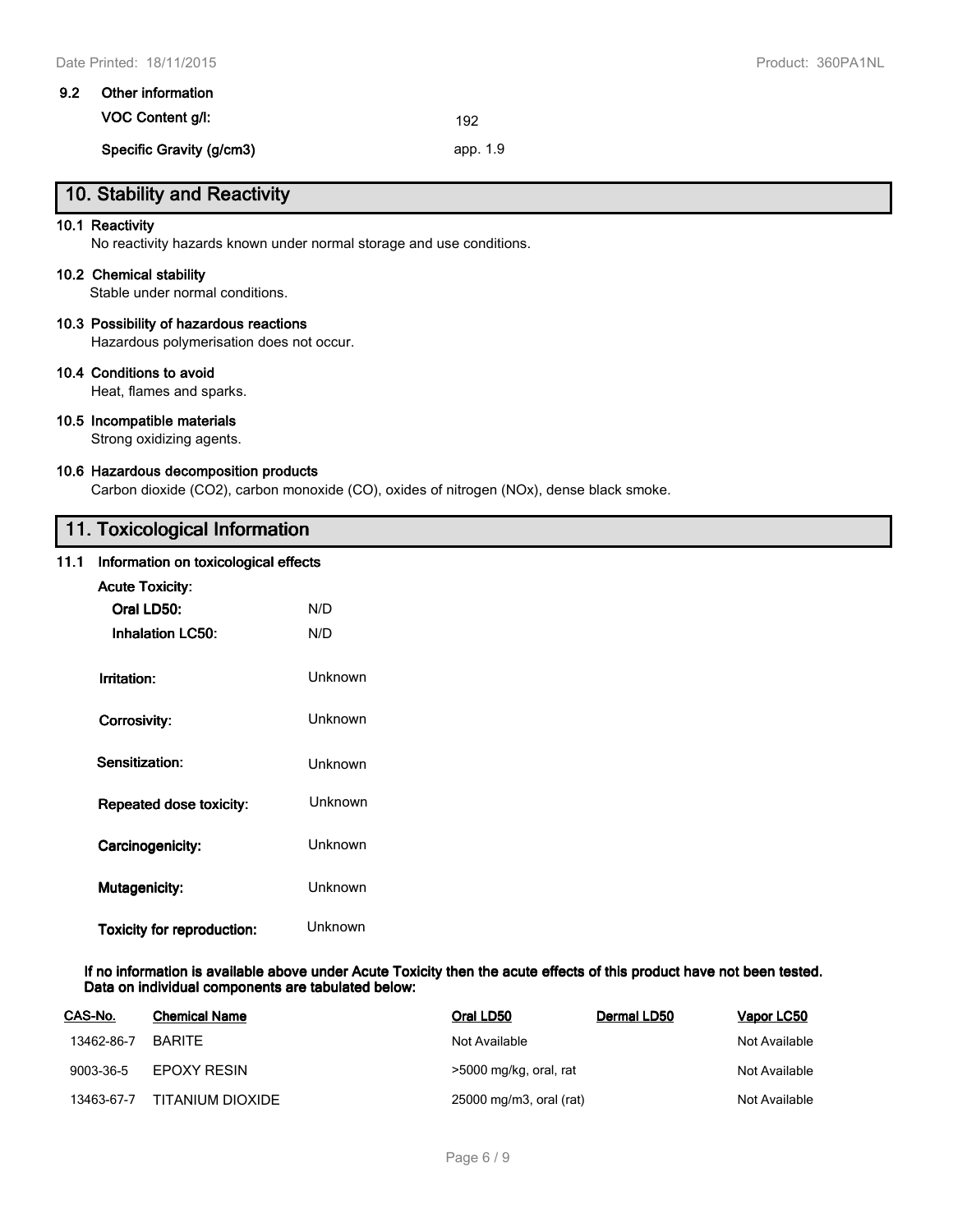### 9.2 Other information

| | |
|---|---|
| **VOC Content g/l:** | 192 |
| **Specific Gravity (g/cm3)** | app. 1.9 |

## 10. Stability and Reactivity

**10.1 Reactivity**
No reactivity hazards known under normal storage and use conditions.

**10.2 Chemical stability**
Stable under normal conditions.

**10.3 Possibility of hazardous reactions**
Hazardous polymerisation does not occur.

**10.4 Conditions to avoid**
Heat, flames and sparks.

**10.5 Incompatible materials**
Strong oxidizing agents.

**10.6 Hazardous decomposition products**
Carbon dioxide ($CO_2$), carbon monoxide (CO), oxides of nitrogen (NOx), dense black smoke.

## 11. Toxicological Information

### 11.1 Information on toxicological effects

**Acute Toxicity:**

| | |
|---|---|
| **Oral LD50:** | N/D |
| **Inhalation LC50:** | N/D |
| **Irritation:** | Unknown |
| **Corrosivity:** | Unknown |
| **Sensitization:** | Unknown |
| **Repeated dose toxicity:** | Unknown |
| **Carcinogenicity:** | Unknown |
| **Mutagenicity:** | Unknown |
| **Toxicity for reproduction:** | Unknown |

**If no information is available above under Acute Toxicity then the acute effects of this product have not been tested. Data on individual components are tabulated below:**

| CAS-No. | Chemical Name | Oral LD50 | Dermal LD50 | Vapor LC50 |
|---|---|---|---|---|
| 13462-86-7 | BARITE | Not Available | | Not Available |
| 9003-36-5 | EPOXY RESIN | >5000 mg/kg, oral, rat | | Not Available |
| 13463-67-7 | TITANIUM DIOXIDE | 25000 mg/m3, oral (rat) | | Not Available |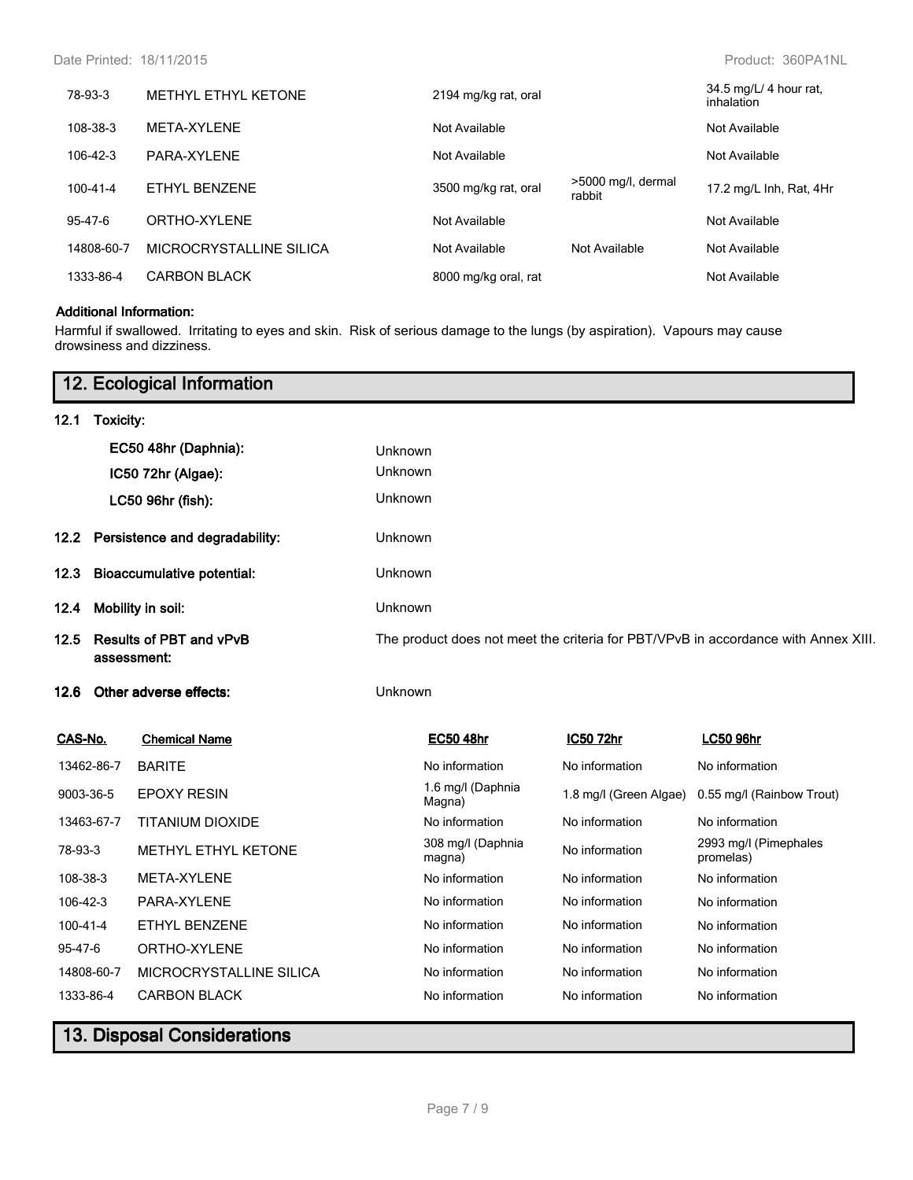| | | | | |
|---|---|---|---|---|
| 78-93-3 | METHYL ETHYL KETONE | 2194 mg/kg rat, oral | | 34.5 mg/L/ 4 hour rat, inhalation |
| 108-38-3 | META-XYLENE | Not Available | | Not Available |
| 106-42-3 | PARA-XYLENE | Not Available | | Not Available |
| 100-41-4 | ETHYL BENZENE | 3500 mg/kg rat, oral | >5000 mg/l, dermal rabbit | 17.2 mg/L Inh, Rat, 4Hr |
| 95-47-6 | ORTHO-XYLENE | Not Available | | Not Available |
| 14808-60-7 | MICROCRYSTALLINE SILICA | Not Available | Not Available | Not Available |
| 1333-86-4 | CARBON BLACK | 8000 mg/kg oral, rat | | Not Available |

**Additional Information:**

Harmful if swallowed. Irritating to eyes and skin. Risk of serious damage to the lungs (by aspiration). Vapours may cause drowsiness and dizziness.

## 12. Ecological Information

**12.1 Toxicity:**

**EC50 48hr (Daphnia):** Unknown

**IC50 72hr (Algae):** Unknown

**LC50 96hr (fish):** Unknown

**12.2 Persistence and degradability:** Unknown

**12.3 Bioaccumulative potential:** Unknown

**12.4 Mobility in soil:** Unknown

**12.5 Results of PBT and vPvB assessment:** The product does not meet the criteria for PBT/VPvB in accordance with Annex XIII.

**12.6 Other adverse effects:** Unknown

| CAS-No. | Chemical Name | EC50 48hr | IC50 72hr | LC50 96hr |
|---|---|---|---|---|
| 13462-86-7 | BARITE | No information | No information | No information |
| 9003-36-5 | EPOXY RESIN | 1.6 mg/l (Daphnia Magna) | 1.8 mg/l (Green Algae) | 0.55 mg/l (Rainbow Trout) |
| 13463-67-7 | TITANIUM DIOXIDE | No information | No information | No information |
| 78-93-3 | METHYL ETHYL KETONE | 308 mg/l (Daphnia magna) | No information | 2993 mg/l (Pimephales promelas) |
| 108-38-3 | META-XYLENE | No information | No information | No information |
| 106-42-3 | PARA-XYLENE | No information | No information | No information |
| 100-41-4 | ETHYL BENZENE | No information | No information | No information |
| 95-47-6 | ORTHO-XYLENE | No information | No information | No information |
| 14808-60-7 | MICROCRYSTALLINE SILICA | No information | No information | No information |
| 1333-86-4 | CARBON BLACK | No information | No information | No information |

## 13. Disposal Considerations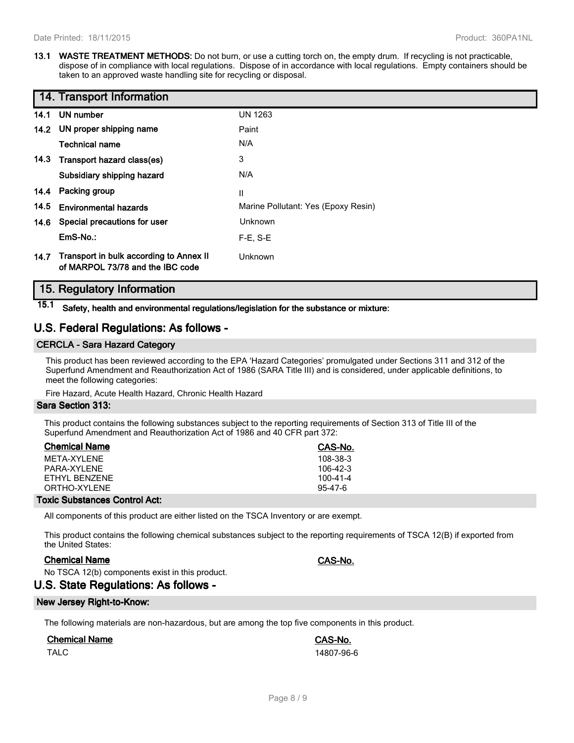**13.1 WASTE TREATMENT METHODS:** Do not burn, or use a cutting torch on, the empty drum. If recycling is not practicable, dispose of in compliance with local regulations. Dispose of in accordance with local regulations. Empty containers should be taken to an approved waste handling site for recycling or disposal.

## 14. Transport Information

| | | |
|---|---|---|
| **14.1** | **UN number** | UN 1263 |
| **14.2** | **UN proper shipping name** | Paint |
| | **Technical name** | N/A |
| **14.3** | **Transport hazard class(es)** | 3 |
| | **Subsidiary shipping hazard** | N/A |
| **14.4** | **Packing group** | II |
| **14.5** | **Environmental hazards** | Marine Pollutant: Yes (Epoxy Resin) |
| **14.6** | **Special precautions for user** | Unknown |
| | **EmS-No.:** | F-E, S-E |
| **14.7** | **Transport in bulk according to Annex II of MARPOL 73/78 and the IBC code** | Unknown |

## 15. Regulatory Information

**15.1 Safety, health and environmental regulations/legislation for the substance or mixture:**

## U.S. Federal Regulations: As follows -

### CERCLA - Sara Hazard Category

This product has been reviewed according to the EPA 'Hazard Categories' promulgated under Sections 311 and 312 of the Superfund Amendment and Reauthorization Act of 1986 (SARA Title III) and is considered, under applicable definitions, to meet the following categories:

Fire Hazard, Acute Health Hazard, Chronic Health Hazard

### Sara Section 313:

This product contains the following substances subject to the reporting requirements of Section 313 of Title III of the Superfund Amendment and Reauthorization Act of 1986 and 40 CFR part 372:

| Chemical Name | CAS-No. |
|---|---|
| META-XYLENE | 108-38-3 |
| PARA-XYLENE | 106-42-3 |
| ETHYL BENZENE | 100-41-4 |
| ORTHO-XYLENE | 95-47-6 |

### Toxic Substances Control Act:

All components of this product are either listed on the TSCA Inventory or are exempt.

This product contains the following chemical substances subject to the reporting requirements of TSCA 12(B) if exported from the United States:

| Chemical Name | CAS-No. |
|---|---|

No TSCA 12(b) components exist in this product.

## U.S. State Regulations: As follows -

### New Jersey Right-to-Know:

The following materials are non-hazardous, but are among the top five components in this product.

| Chemical Name | CAS-No. |
|---|---|
| TALC | 14807-96-6 |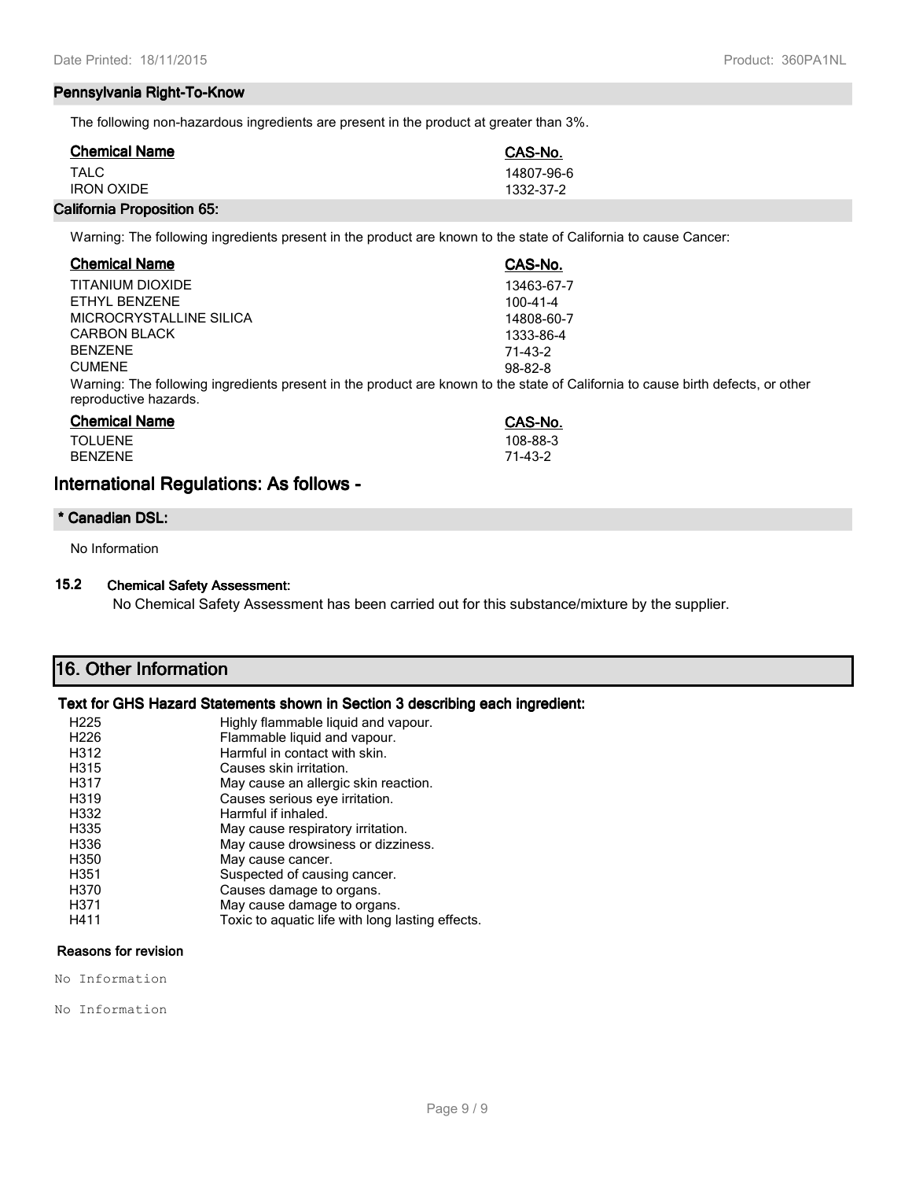### Pennsylvania Right-To-Know

The following non-hazardous ingredients are present in the product at greater than 3%.

| Chemical Name | CAS-No. |
|---|---|
| TALC | 14807-96-6 |
| IRON OXIDE | 1332-37-2 |

### California Proposition 65:

Warning: The following ingredients present in the product are known to the state of California to cause Cancer:

| Chemical Name | CAS-No. |
|---|---|
| TITANIUM DIOXIDE | 13463-67-7 |
| ETHYL BENZENE | 100-41-4 |
| MICROCRYSTALLINE SILICA | 14808-60-7 |
| CARBON BLACK | 1333-86-4 |
| BENZENE | 71-43-2 |
| CUMENE | 98-82-8 |

Warning: The following ingredients present in the product are known to the state of California to cause birth defects, or other reproductive hazards.

| Chemical Name | CAS-No. |
|---|---|
| TOLUENE | 108-88-3 |
| BENZENE | 71-43-2 |

## International Regulations: As follows -

### * Canadian DSL:

No Information

### 15.2 Chemical Safety Assessment:

No Chemical Safety Assessment has been carried out for this substance/mixture by the supplier.

## 16. Other Information

### Text for GHS Hazard Statements shown in Section 3 describing each ingredient:

| | |
|---|---|
| H225 | Highly flammable liquid and vapour. |
| H226 | Flammable liquid and vapour. |
| H312 | Harmful in contact with skin. |
| H315 | Causes skin irritation. |
| H317 | May cause an allergic skin reaction. |
| H319 | Causes serious eye irritation. |
| H332 | Harmful if inhaled. |
| H335 | May cause respiratory irritation. |
| H336 | May cause drowsiness or dizziness. |
| H350 | May cause cancer. |
| H351 | Suspected of causing cancer. |
| H370 | Causes damage to organs. |
| H371 | May cause damage to organs. |
| H411 | Toxic to aquatic life with long lasting effects. |

### Reasons for revision

No Information

No Information